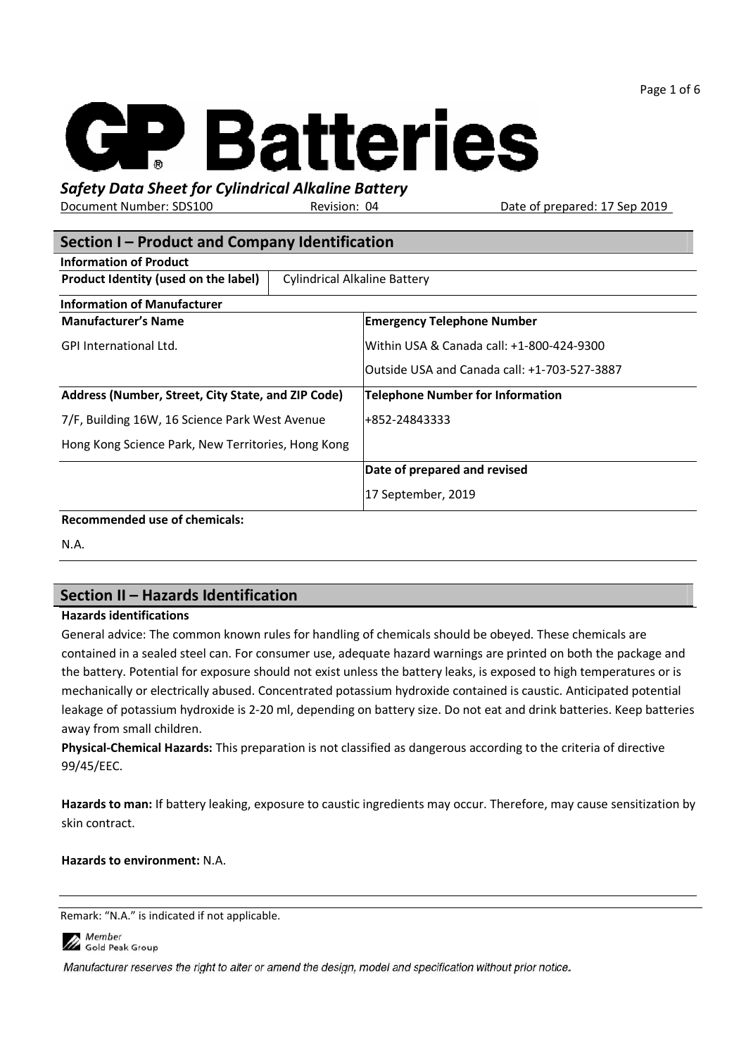# GP Batteries

***Safety Data Sheet for Cylindrical Alkaline Battery***

Document Number: SDS100 Revision: 04 Date of prepared: 17 Sep 2019

## Section I – Product and Company Identification

**Information of Product**

| **Product Identity (used on the label)** | Cylindrical Alkaline Battery |
|---|---|

**Information of Manufacturer**

| **Manufacturer's Name** | **Emergency Telephone Number** |
|---|---|
| GPI International Ltd. | Within USA & Canada call: +1-800-424-9300 |
| | Outside USA and Canada call: +1-703-527-3887 |
| **Address (Number, Street, City State, and ZIP Code)** | **Telephone Number for Information** |
| 7/F, Building 16W, 16 Science Park West Avenue | +852-24843333 |
| Hong Kong Science Park, New Territories, Hong Kong | |
| | **Date of prepared and revised** |
| | 17 September, 2019 |

**Recommended use of chemicals:**

N.A.

## Section II – Hazards Identification

**Hazards identifications**

General advice: The common known rules for handling of chemicals should be obeyed. These chemicals are contained in a sealed steel can. For consumer use, adequate hazard warnings are printed on both the package and the battery. Potential for exposure should not exist unless the battery leaks, is exposed to high temperatures or is mechanically or electrically abused. Concentrated potassium hydroxide contained is caustic. Anticipated potential leakage of potassium hydroxide is 2-20 ml, depending on battery size. Do not eat and drink batteries. Keep batteries away from small children.

**Physical-Chemical Hazards:** This preparation is not classified as dangerous according to the criteria of directive 99/45/EEC.

**Hazards to man:** If battery leaking, exposure to caustic ingredients may occur. Therefore, may cause sensitization by skin contract.

**Hazards to environment:** N.A.

Remark: "N.A." is indicated if not applicable.

Member Gold Peak Group

*Manufacturer reserves the right to alter or amend the design, model and specification without prior notice.*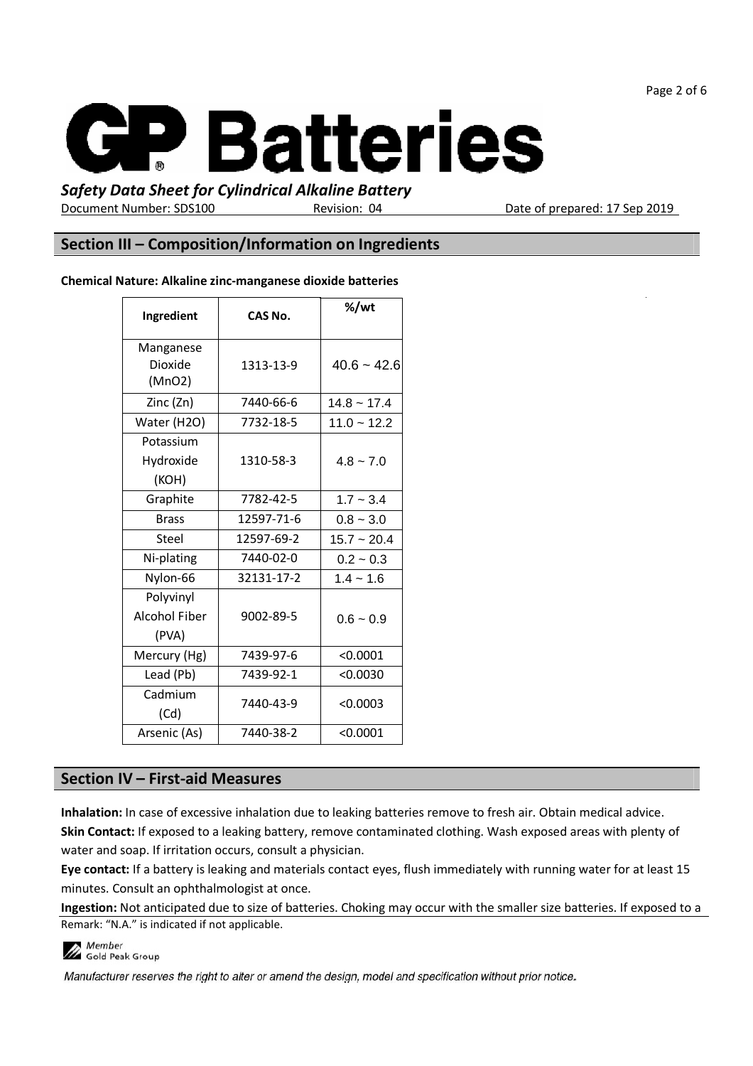## Section III – Composition/Information on Ingredients

**Chemical Nature: Alkaline zinc-manganese dioxide batteries**

| Ingredient | CAS No. | %/wt |
|---|---|---|
| Manganese Dioxide ($MnO_2$) | 1313-13-9 | 40.6 ~ 42.6 |
| Zinc (Zn) | 7440-66-6 | 14.8 ~ 17.4 |
| Water ($H_2O$) | 7732-18-5 | 11.0 ~ 12.2 |
| Potassium Hydroxide (KOH) | 1310-58-3 | 4.8 ~ 7.0 |
| Graphite | 7782-42-5 | 1.7 ~ 3.4 |
| Brass | 12597-71-6 | 0.8 ~ 3.0 |
| Steel | 12597-69-2 | 15.7 ~ 20.4 |
| Ni-plating | 7440-02-0 | 0.2 ~ 0.3 |
| Nylon-66 | 32131-17-2 | 1.4 ~ 1.6 |
| Polyvinyl Alcohol Fiber (PVA) | 9002-89-5 | 0.6 ~ 0.9 |
| Mercury (Hg) | 7439-97-6 | <0.0001 |
| Lead (Pb) | 7439-92-1 | <0.0030 |
| Cadmium (Cd) | 7440-43-9 | <0.0003 |
| Arsenic (As) | 7440-38-2 | <0.0001 |

## Section IV – First-aid Measures

**Inhalation:** In case of excessive inhalation due to leaking batteries remove to fresh air. Obtain medical advice.

**Skin Contact:** If exposed to a leaking battery, remove contaminated clothing. Wash exposed areas with plenty of water and soap. If irritation occurs, consult a physician.

**Eye contact:** If a battery is leaking and materials contact eyes, flush immediately with running water for at least 15 minutes. Consult an ophthalmologist at once.

**Ingestion:** Not anticipated due to size of batteries. Choking may occur with the smaller size batteries. If exposed to a

Remark: "N.A." is indicated if not applicable.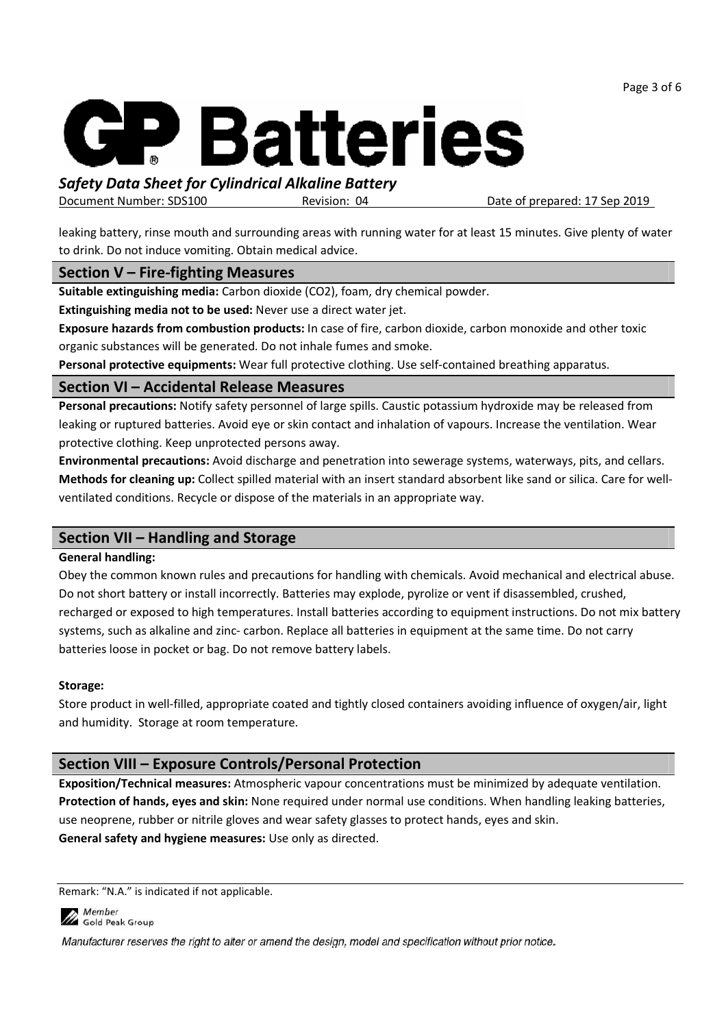leaking battery, rinse mouth and surrounding areas with running water for at least 15 minutes. Give plenty of water to drink. Do not induce vomiting. Obtain medical advice.

## Section V – Fire-fighting Measures

**Suitable extinguishing media:** Carbon dioxide ($CO_2$), foam, dry chemical powder.

**Extinguishing media not to be used:** Never use a direct water jet.

**Exposure hazards from combustion products:** In case of fire, carbon dioxide, carbon monoxide and other toxic organic substances will be generated. Do not inhale fumes and smoke.

**Personal protective equipments:** Wear full protective clothing. Use self-contained breathing apparatus.

## Section VI – Accidental Release Measures

**Personal precautions:** Notify safety personnel of large spills. Caustic potassium hydroxide may be released from leaking or ruptured batteries. Avoid eye or skin contact and inhalation of vapours. Increase the ventilation. Wear protective clothing. Keep unprotected persons away.

**Environmental precautions:** Avoid discharge and penetration into sewerage systems, waterways, pits, and cellars.

**Methods for cleaning up:** Collect spilled material with an insert standard absorbent like sand or silica. Care for well-ventilated conditions. Recycle or dispose of the materials in an appropriate way.

## Section VII – Handling and Storage

**General handling:**

Obey the common known rules and precautions for handling with chemicals. Avoid mechanical and electrical abuse. Do not short battery or install incorrectly. Batteries may explode, pyrolize or vent if disassembled, crushed, recharged or exposed to high temperatures. Install batteries according to equipment instructions. Do not mix battery systems, such as alkaline and zinc- carbon. Replace all batteries in equipment at the same time. Do not carry batteries loose in pocket or bag. Do not remove battery labels.

**Storage:**

Store product in well-filled, appropriate coated and tightly closed containers avoiding influence of oxygen/air, light and humidity. Storage at room temperature.

## Section VIII – Exposure Controls/Personal Protection

**Exposition/Technical measures:** Atmospheric vapour concentrations must be minimized by adequate ventilation.

**Protection of hands, eyes and skin:** None required under normal use conditions. When handling leaking batteries, use neoprene, rubber or nitrile gloves and wear safety glasses to protect hands, eyes and skin.

**General safety and hygiene measures:** Use only as directed.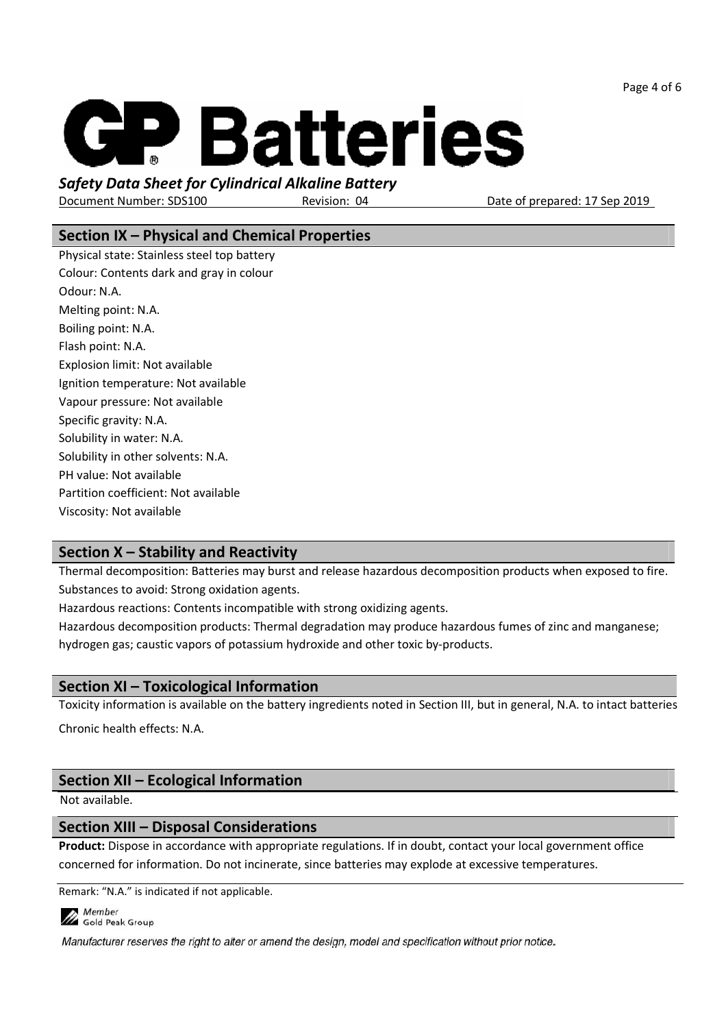## Section IX – Physical and Chemical Properties

Physical state: Stainless steel top battery
Colour: Contents dark and gray in colour
Odour: N.A.
Melting point: N.A.
Boiling point: N.A.
Flash point: N.A.
Explosion limit: Not available
Ignition temperature: Not available
Vapour pressure: Not available
Specific gravity: N.A.
Solubility in water: N.A.
Solubility in other solvents: N.A.
PH value: Not available
Partition coefficient: Not available
Viscosity: Not available

## Section X – Stability and Reactivity

Thermal decomposition: Batteries may burst and release hazardous decomposition products when exposed to fire.
Substances to avoid: Strong oxidation agents.
Hazardous reactions: Contents incompatible with strong oxidizing agents.
Hazardous decomposition products: Thermal degradation may produce hazardous fumes of zinc and manganese; hydrogen gas; caustic vapors of potassium hydroxide and other toxic by-products.

## Section XI – Toxicological Information

Toxicity information is available on the battery ingredients noted in Section III, but in general, N.A. to intact batteries

Chronic health effects: N.A.

## Section XII – Ecological Information

Not available.

## Section XIII – Disposal Considerations

**Product:** Dispose in accordance with appropriate regulations. If in doubt, contact your local government office concerned for information. Do not incinerate, since batteries may explode at excessive temperatures.

Remark: "N.A." is indicated if not applicable.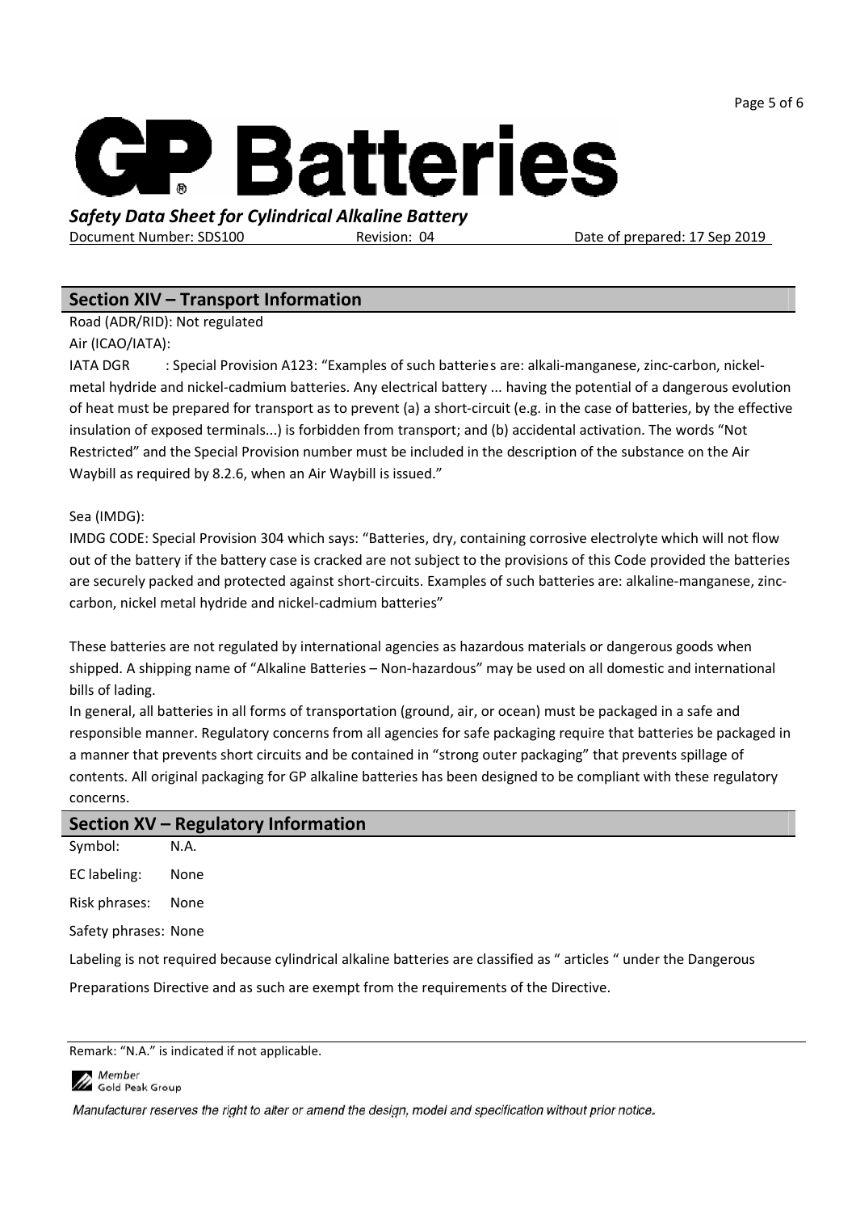## Section XIV – Transport Information

Road (ADR/RID): Not regulated

Air (ICAO/IATA):

IATA DGR : Special Provision A123: "Examples of such batteries are: alkali-manganese, zinc-carbon, nickel-metal hydride and nickel-cadmium batteries. Any electrical battery ... having the potential of a dangerous evolution of heat must be prepared for transport as to prevent (a) a short-circuit (e.g. in the case of batteries, by the effective insulation of exposed terminals...) is forbidden from transport; and (b) accidental activation. The words "Not Restricted" and the Special Provision number must be included in the description of the substance on the Air Waybill as required by 8.2.6, when an Air Waybill is issued."

Sea (IMDG):

IMDG CODE: Special Provision 304 which says: "Batteries, dry, containing corrosive electrolyte which will not flow out of the battery if the battery case is cracked are not subject to the provisions of this Code provided the batteries are securely packed and protected against short-circuits. Examples of such batteries are: alkaline-manganese, zinc-carbon, nickel metal hydride and nickel-cadmium batteries"

These batteries are not regulated by international agencies as hazardous materials or dangerous goods when shipped. A shipping name of "Alkaline Batteries – Non-hazardous" may be used on all domestic and international bills of lading.

In general, all batteries in all forms of transportation (ground, air, or ocean) must be packaged in a safe and responsible manner. Regulatory concerns from all agencies for safe packaging require that batteries be packaged in a manner that prevents short circuits and be contained in "strong outer packaging" that prevents spillage of contents. All original packaging for GP alkaline batteries has been designed to be compliant with these regulatory concerns.

## Section XV – Regulatory Information

Symbol: N.A.

EC labeling: None

Risk phrases: None

Safety phrases: None

Labeling is not required because cylindrical alkaline batteries are classified as " articles " under the Dangerous Preparations Directive and as such are exempt from the requirements of the Directive.

Remark: "N.A." is indicated if not applicable.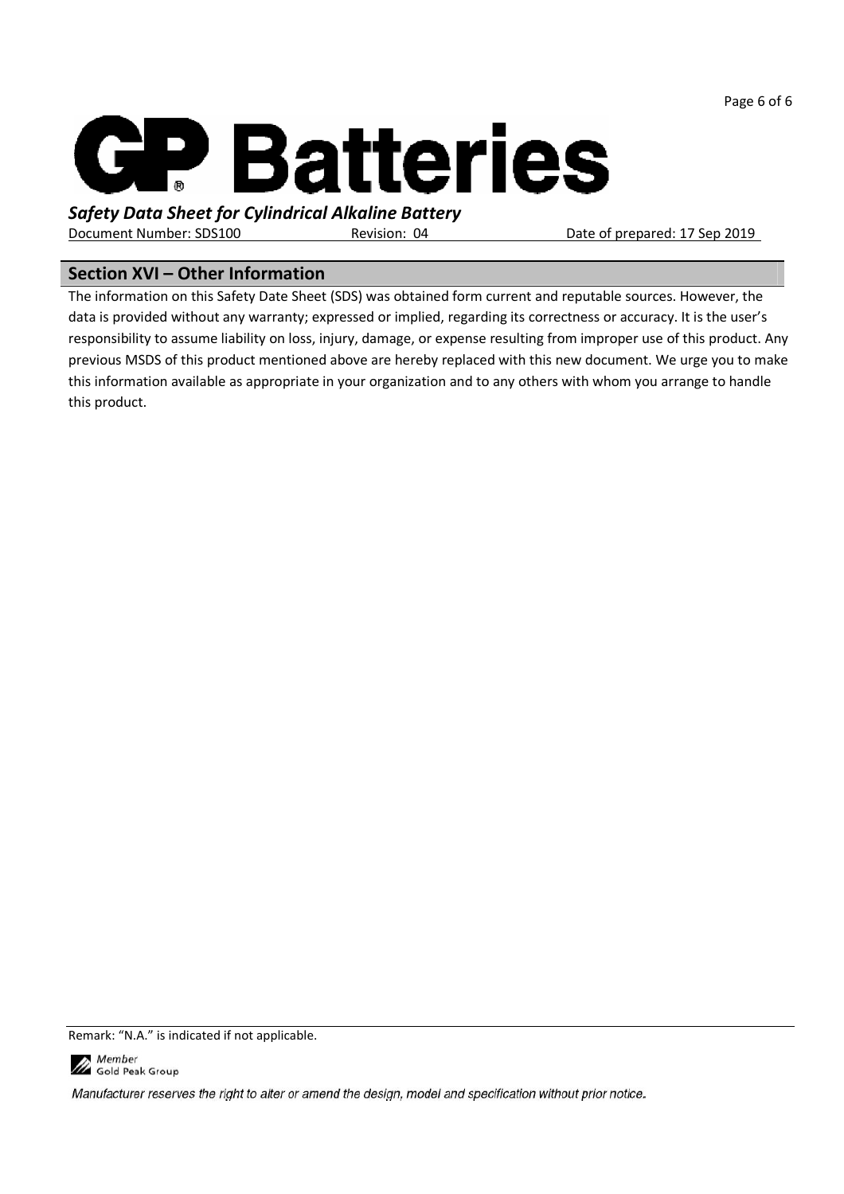## Section XVI – Other Information

The information on this Safety Date Sheet (SDS) was obtained form current and reputable sources. However, the data is provided without any warranty; expressed or implied, regarding its correctness or accuracy. It is the user's responsibility to assume liability on loss, injury, damage, or expense resulting from improper use of this product. Any previous MSDS of this product mentioned above are hereby replaced with this new document. We urge you to make this information available as appropriate in your organization and to any others with whom you arrange to handle this product.

Remark: "N.A." is indicated if not applicable.